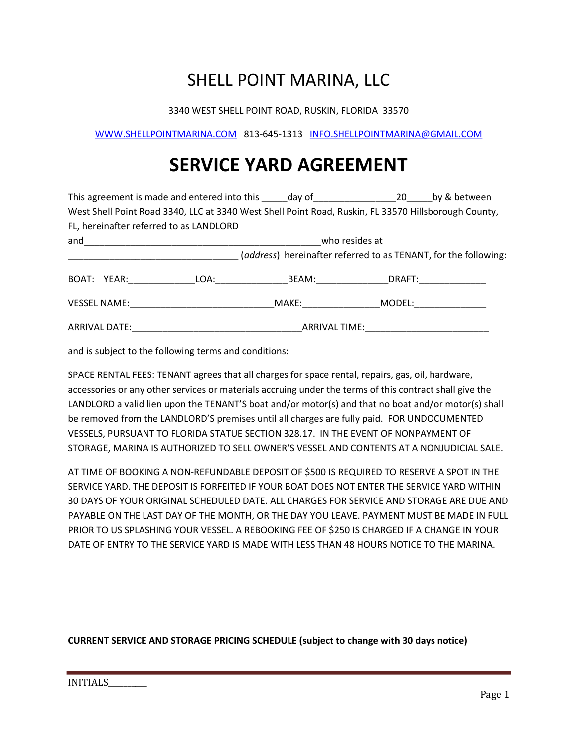# SHELL POINT MARINA, LLC

3340 WEST SHELL POINT ROAD, RUSKIN, FLORIDA 33570

WWW.SHELLPOINTMARINA.COM 813-645-1313 INFO.SHELLPOINTMARINA@GMAIL.COM

# SERVICE YARD AGREEMENT

This agreement is made and entered into this _____day of________________20_____by & between West Shell Point Road 3340, LLC at 3340 West Shell Point Road, Ruskin, FL 33570 Hillsborough County, FL, hereinafter referred to as LANDLORD

and_______________________________________________who resides at _________________________________ (*address*) hereinafter referred to as TENANT, for the following:

BOAT: YEAR:_____________LOA:______________BEAM:______________DRAFT:_____________

VESSEL NAME:____________________________MAKE:_______________MODEL:______________

ARRIVAL DATE:_________________________________ARRIVAL TIME:________________________

and is subject to the following terms and conditions:

SPACE RENTAL FEES: TENANT agrees that all charges for space rental, repairs, gas, oil, hardware, accessories or any other services or materials accruing under the terms of this contract shall give the LANDLORD a valid lien upon the TENANT'S boat and/or motor(s) and that no boat and/or motor(s) shall be removed from the LANDLORD'S premises until all charges are fully paid. FOR UNDOCUMENTED VESSELS, PURSUANT TO FLORIDA STATUE SECTION 328.17. IN THE EVENT OF NONPAYMENT OF STORAGE, MARINA IS AUTHORIZED TO SELL OWNER'S VESSEL AND CONTENTS AT A NONJUDICIAL SALE.

AT TIME OF BOOKING A NON-REFUNDABLE DEPOSIT OF $500 IS REQUIRED TO RESERVE A SPOT IN THE SERVICE YARD. THE DEPOSIT IS FORFEITED IF YOUR BOAT DOES NOT ENTER THE SERVICE YARD WITHIN 30 DAYS OF YOUR ORIGINAL SCHEDULED DATE. ALL CHARGES FOR SERVICE AND STORAGE ARE DUE AND PAYABLE ON THE LAST DAY OF THE MONTH, OR THE DAY YOU LEAVE. PAYMENT MUST BE MADE IN FULL PRIOR TO US SPLASHING YOUR VESSEL. A REBOOKING FEE OF $250 IS CHARGED IF A CHANGE IN YOUR DATE OF ENTRY TO THE SERVICE YARD IS MADE WITH LESS THAN 48 HOURS NOTICE TO THE MARINA.

**CURRENT SERVICE AND STORAGE PRICING SCHEDULE (subject to change with 30 days notice)**

INITIALS________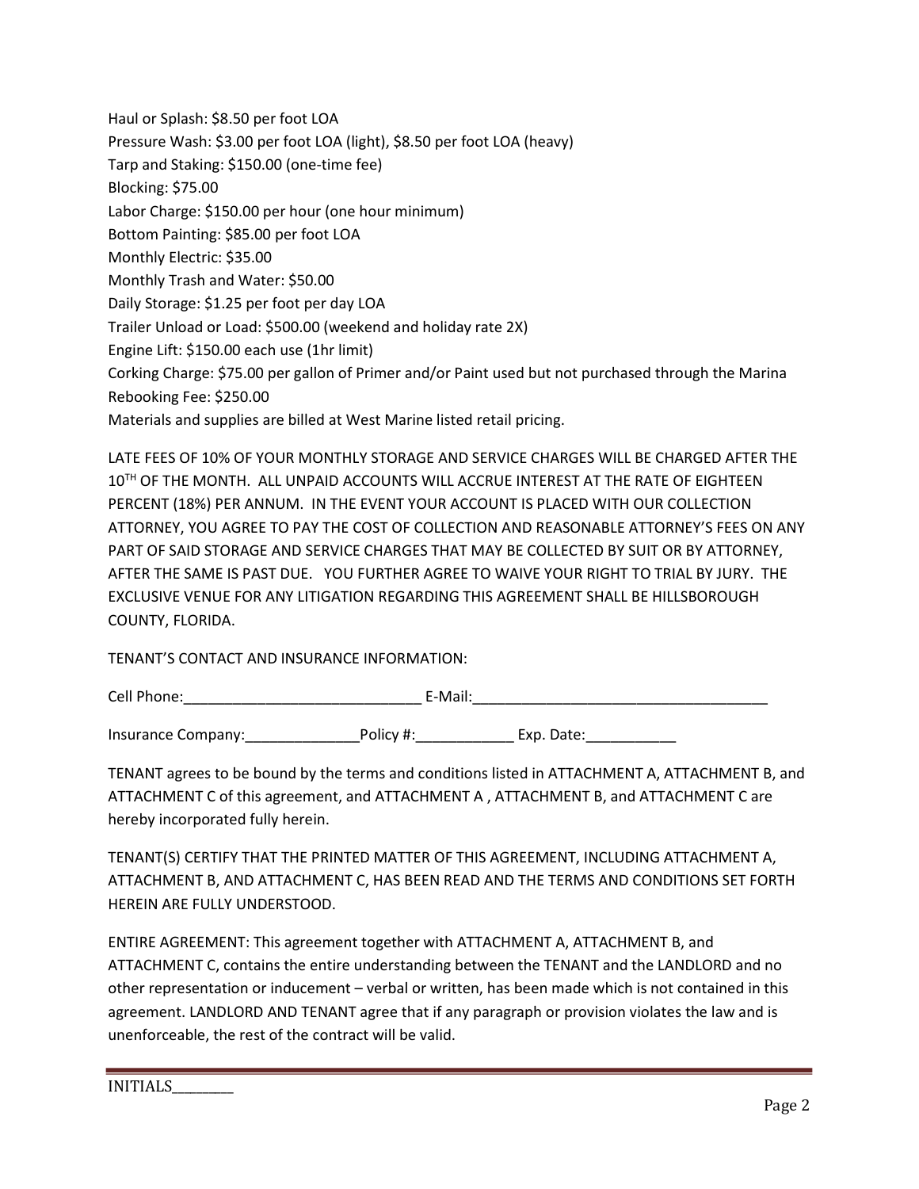Haul or Splash: $8.50 per foot LOA
Pressure Wash: $3.00 per foot LOA (light), $8.50 per foot LOA (heavy)
Tarp and Staking: $150.00 (one-time fee)
Blocking: $75.00
Labor Charge: $150.00 per hour (one hour minimum)
Bottom Painting: $85.00 per foot LOA
Monthly Electric: $35.00
Monthly Trash and Water: $50.00
Daily Storage: $1.25 per foot per day LOA
Trailer Unload or Load: $500.00 (weekend and holiday rate 2X)
Engine Lift: $150.00 each use (1hr limit)
Corking Charge: $75.00 per gallon of Primer and/or Paint used but not purchased through the Marina
Rebooking Fee: $250.00
Materials and supplies are billed at West Marine listed retail pricing.

LATE FEES OF 10% OF YOUR MONTHLY STORAGE AND SERVICE CHARGES WILL BE CHARGED AFTER THE 10TH OF THE MONTH. ALL UNPAID ACCOUNTS WILL ACCRUE INTEREST AT THE RATE OF EIGHTEEN PERCENT (18%) PER ANNUM. IN THE EVENT YOUR ACCOUNT IS PLACED WITH OUR COLLECTION ATTORNEY, YOU AGREE TO PAY THE COST OF COLLECTION AND REASONABLE ATTORNEY'S FEES ON ANY PART OF SAID STORAGE AND SERVICE CHARGES THAT MAY BE COLLECTED BY SUIT OR BY ATTORNEY, AFTER THE SAME IS PAST DUE. YOU FURTHER AGREE TO WAIVE YOUR RIGHT TO TRIAL BY JURY. THE EXCLUSIVE VENUE FOR ANY LITIGATION REGARDING THIS AGREEMENT SHALL BE HILLSBOROUGH COUNTY, FLORIDA.

TENANT'S CONTACT AND INSURANCE INFORMATION:

Cell Phone:_____________________________ E-Mail:____________________________________

Insurance Company:______________Policy #:____________ Exp. Date:___________

TENANT agrees to be bound by the terms and conditions listed in ATTACHMENT A, ATTACHMENT B, and ATTACHMENT C of this agreement, and ATTACHMENT A , ATTACHMENT B, and ATTACHMENT C are hereby incorporated fully herein.

TENANT(S) CERTIFY THAT THE PRINTED MATTER OF THIS AGREEMENT, INCLUDING ATTACHMENT A, ATTACHMENT B, AND ATTACHMENT C, HAS BEEN READ AND THE TERMS AND CONDITIONS SET FORTH HEREIN ARE FULLY UNDERSTOOD.

ENTIRE AGREEMENT: This agreement together with ATTACHMENT A, ATTACHMENT B, and ATTACHMENT C, contains the entire understanding between the TENANT and the LANDLORD and no other representation or inducement – verbal or written, has been made which is not contained in this agreement. LANDLORD AND TENANT agree that if any paragraph or provision violates the law and is unenforceable, the rest of the contract will be valid.

INITIALS________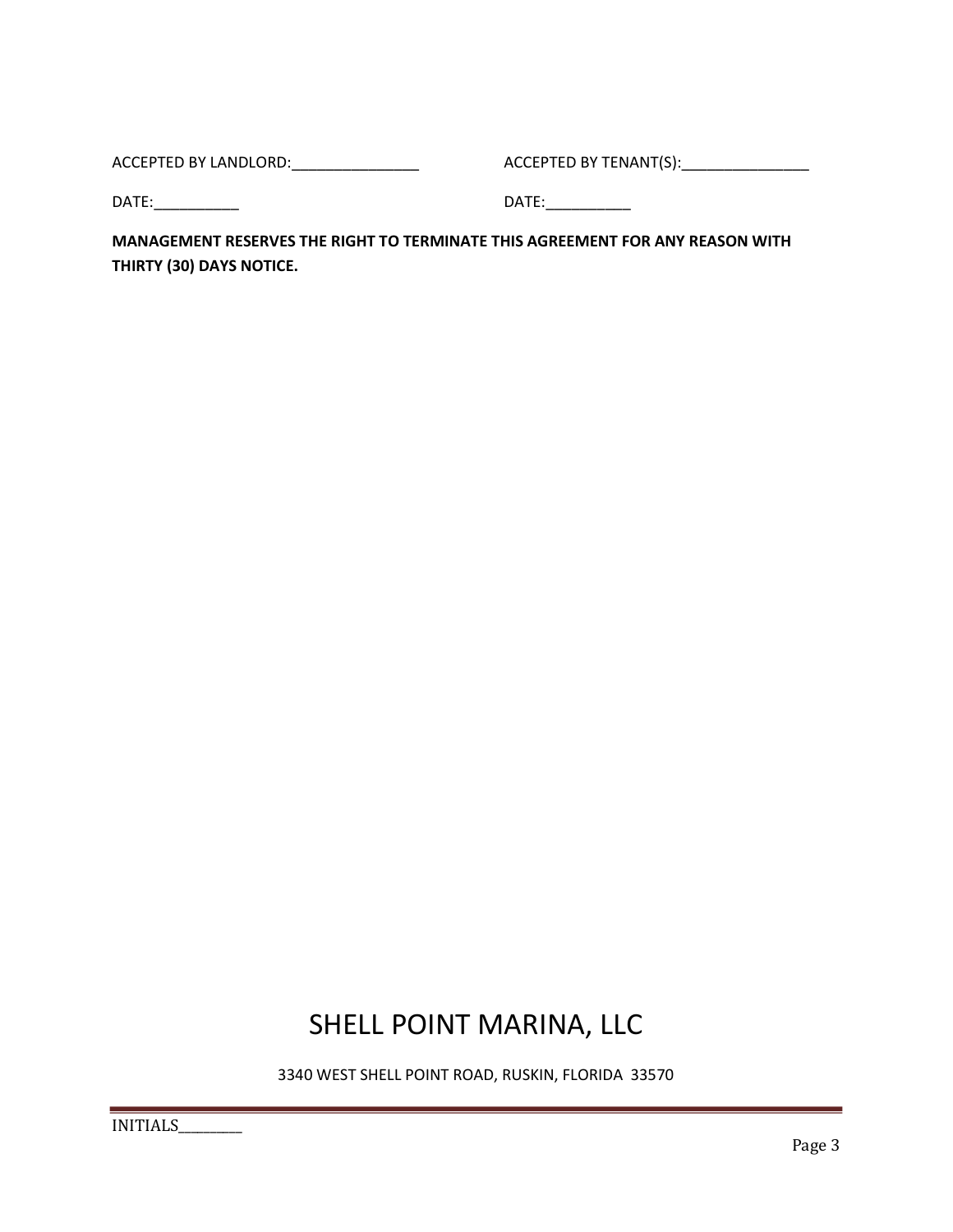ACCEPTED BY LANDLORD:_______________ ACCEPTED BY TENANT(S):_______________

DATE:__________ DATE:__________

**MANAGEMENT RESERVES THE RIGHT TO TERMINATE THIS AGREEMENT FOR ANY REASON WITH THIRTY (30) DAYS NOTICE.**

SHELL POINT MARINA, LLC

3340 WEST SHELL POINT ROAD, RUSKIN, FLORIDA 33570

INITIALS________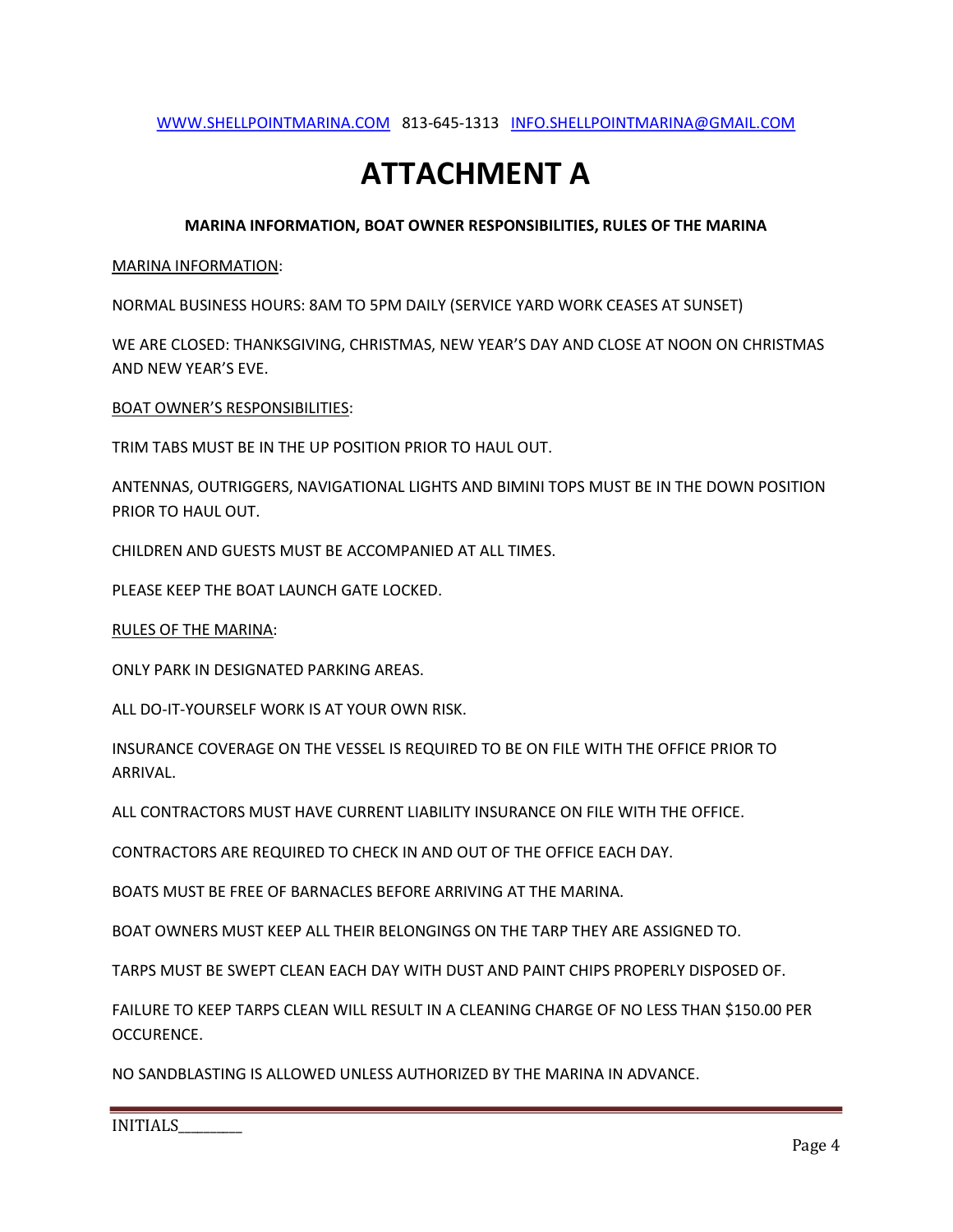WWW.SHELLPOINTMARINA.COM 813-645-1313 INFO.SHELLPOINTMARINA@GMAIL.COM

# ATTACHMENT A

**MARINA INFORMATION, BOAT OWNER RESPONSIBILITIES, RULES OF THE MARINA**

MARINA INFORMATION:

NORMAL BUSINESS HOURS: 8AM TO 5PM DAILY (SERVICE YARD WORK CEASES AT SUNSET)

WE ARE CLOSED: THANKSGIVING, CHRISTMAS, NEW YEAR'S DAY AND CLOSE AT NOON ON CHRISTMAS AND NEW YEAR'S EVE.

BOAT OWNER'S RESPONSIBILITIES:

TRIM TABS MUST BE IN THE UP POSITION PRIOR TO HAUL OUT.

ANTENNAS, OUTRIGGERS, NAVIGATIONAL LIGHTS AND BIMINI TOPS MUST BE IN THE DOWN POSITION PRIOR TO HAUL OUT.

CHILDREN AND GUESTS MUST BE ACCOMPANIED AT ALL TIMES.

PLEASE KEEP THE BOAT LAUNCH GATE LOCKED.

RULES OF THE MARINA:

ONLY PARK IN DESIGNATED PARKING AREAS.

ALL DO-IT-YOURSELF WORK IS AT YOUR OWN RISK.

INSURANCE COVERAGE ON THE VESSEL IS REQUIRED TO BE ON FILE WITH THE OFFICE PRIOR TO ARRIVAL.

ALL CONTRACTORS MUST HAVE CURRENT LIABILITY INSURANCE ON FILE WITH THE OFFICE.

CONTRACTORS ARE REQUIRED TO CHECK IN AND OUT OF THE OFFICE EACH DAY.

BOATS MUST BE FREE OF BARNACLES BEFORE ARRIVING AT THE MARINA.

BOAT OWNERS MUST KEEP ALL THEIR BELONGINGS ON THE TARP THEY ARE ASSIGNED TO.

TARPS MUST BE SWEPT CLEAN EACH DAY WITH DUST AND PAINT CHIPS PROPERLY DISPOSED OF.

FAILURE TO KEEP TARPS CLEAN WILL RESULT IN A CLEANING CHARGE OF NO LESS THAN $150.00 PER OCCURENCE.

NO SANDBLASTING IS ALLOWED UNLESS AUTHORIZED BY THE MARINA IN ADVANCE.

INITIALS________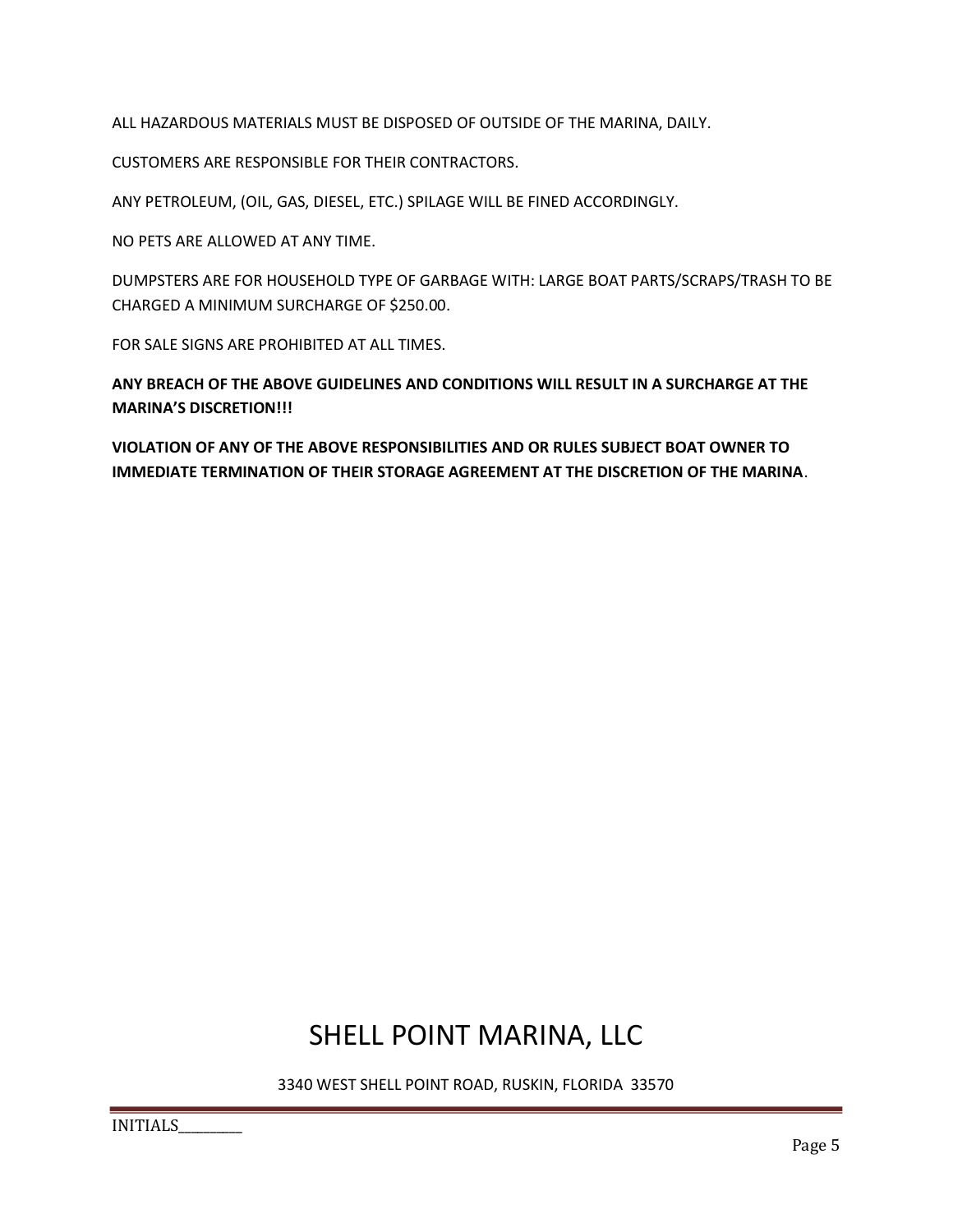ALL HAZARDOUS MATERIALS MUST BE DISPOSED OF OUTSIDE OF THE MARINA, DAILY.

CUSTOMERS ARE RESPONSIBLE FOR THEIR CONTRACTORS.

ANY PETROLEUM, (OIL, GAS, DIESEL, ETC.) SPILAGE WILL BE FINED ACCORDINGLY.

NO PETS ARE ALLOWED AT ANY TIME.

DUMPSTERS ARE FOR HOUSEHOLD TYPE OF GARBAGE WITH: LARGE BOAT PARTS/SCRAPS/TRASH TO BE CHARGED A MINIMUM SURCHARGE OF $250.00.

FOR SALE SIGNS ARE PROHIBITED AT ALL TIMES.

**ANY BREACH OF THE ABOVE GUIDELINES AND CONDITIONS WILL RESULT IN A SURCHARGE AT THE MARINA'S DISCRETION!!!**

**VIOLATION OF ANY OF THE ABOVE RESPONSIBILITIES AND OR RULES SUBJECT BOAT OWNER TO IMMEDIATE TERMINATION OF THEIR STORAGE AGREEMENT AT THE DISCRETION OF THE MARINA**.

SHELL POINT MARINA, LLC

3340 WEST SHELL POINT ROAD, RUSKIN, FLORIDA 33570

INITIALS________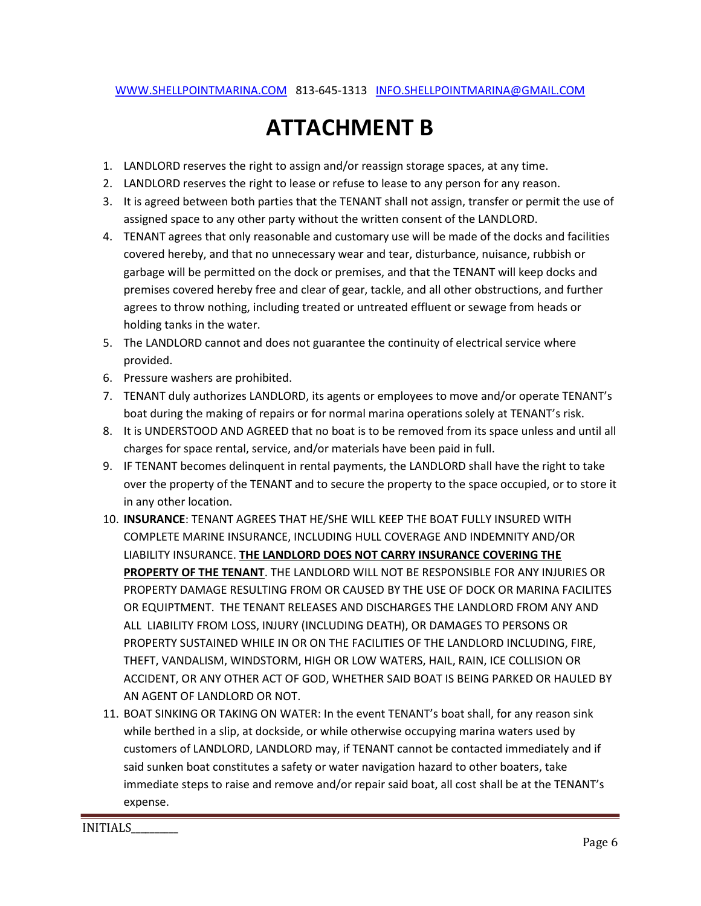[WWW.SHELLPOINTMARINA.COM](http://WWW.SHELLPOINTMARINA.COM) 813-645-1313 [INFO.SHELLPOINTMARINA@GMAIL.COM](mailto:INFO.SHELLPOINTMARINA@GMAIL.COM)

# ATTACHMENT B

1. LANDLORD reserves the right to assign and/or reassign storage spaces, at any time.
2. LANDLORD reserves the right to lease or refuse to lease to any person for any reason.
3. It is agreed between both parties that the TENANT shall not assign, transfer or permit the use of assigned space to any other party without the written consent of the LANDLORD.
4. TENANT agrees that only reasonable and customary use will be made of the docks and facilities covered hereby, and that no unnecessary wear and tear, disturbance, nuisance, rubbish or garbage will be permitted on the dock or premises, and that the TENANT will keep docks and premises covered hereby free and clear of gear, tackle, and all other obstructions, and further agrees to throw nothing, including treated or untreated effluent or sewage from heads or holding tanks in the water.
5. The LANDLORD cannot and does not guarantee the continuity of electrical service where provided.
6. Pressure washers are prohibited.
7. TENANT duly authorizes LANDLORD, its agents or employees to move and/or operate TENANT's boat during the making of repairs or for normal marina operations solely at TENANT's risk.
8. It is UNDERSTOOD AND AGREED that no boat is to be removed from its space unless and until all charges for space rental, service, and/or materials have been paid in full.
9. IF TENANT becomes delinquent in rental payments, the LANDLORD shall have the right to take over the property of the TENANT and to secure the property to the space occupied, or to store it in any other location.
10. **INSURANCE**: TENANT AGREES THAT HE/SHE WILL KEEP THE BOAT FULLY INSURED WITH COMPLETE MARINE INSURANCE, INCLUDING HULL COVERAGE AND INDEMNITY AND/OR LIABILITY INSURANCE. **<u>THE LANDLORD DOES NOT CARRY INSURANCE COVERING THE PROPERTY OF THE TENANT</u>**. THE LANDLORD WILL NOT BE RESPONSIBLE FOR ANY INJURIES OR PROPERTY DAMAGE RESULTING FROM OR CAUSED BY THE USE OF DOCK OR MARINA FACILITES OR EQUIPTMENT. THE TENANT RELEASES AND DISCHARGES THE LANDLORD FROM ANY AND ALL LIABILITY FROM LOSS, INJURY (INCLUDING DEATH), OR DAMAGES TO PERSONS OR PROPERTY SUSTAINED WHILE IN OR ON THE FACILITIES OF THE LANDLORD INCLUDING, FIRE, THEFT, VANDALISM, WINDSTORM, HIGH OR LOW WATERS, HAIL, RAIN, ICE COLLISION OR ACCIDENT, OR ANY OTHER ACT OF GOD, WHETHER SAID BOAT IS BEING PARKED OR HAULED BY AN AGENT OF LANDLORD OR NOT.
11. BOAT SINKING OR TAKING ON WATER: In the event TENANT's boat shall, for any reason sink while berthed in a slip, at dockside, or while otherwise occupying marina waters used by customers of LANDLORD, LANDLORD may, if TENANT cannot be contacted immediately and if said sunken boat constitutes a safety or water navigation hazard to other boaters, take immediate steps to raise and remove and/or repair said boat, all cost shall be at the TENANT's expense.

INITIALS________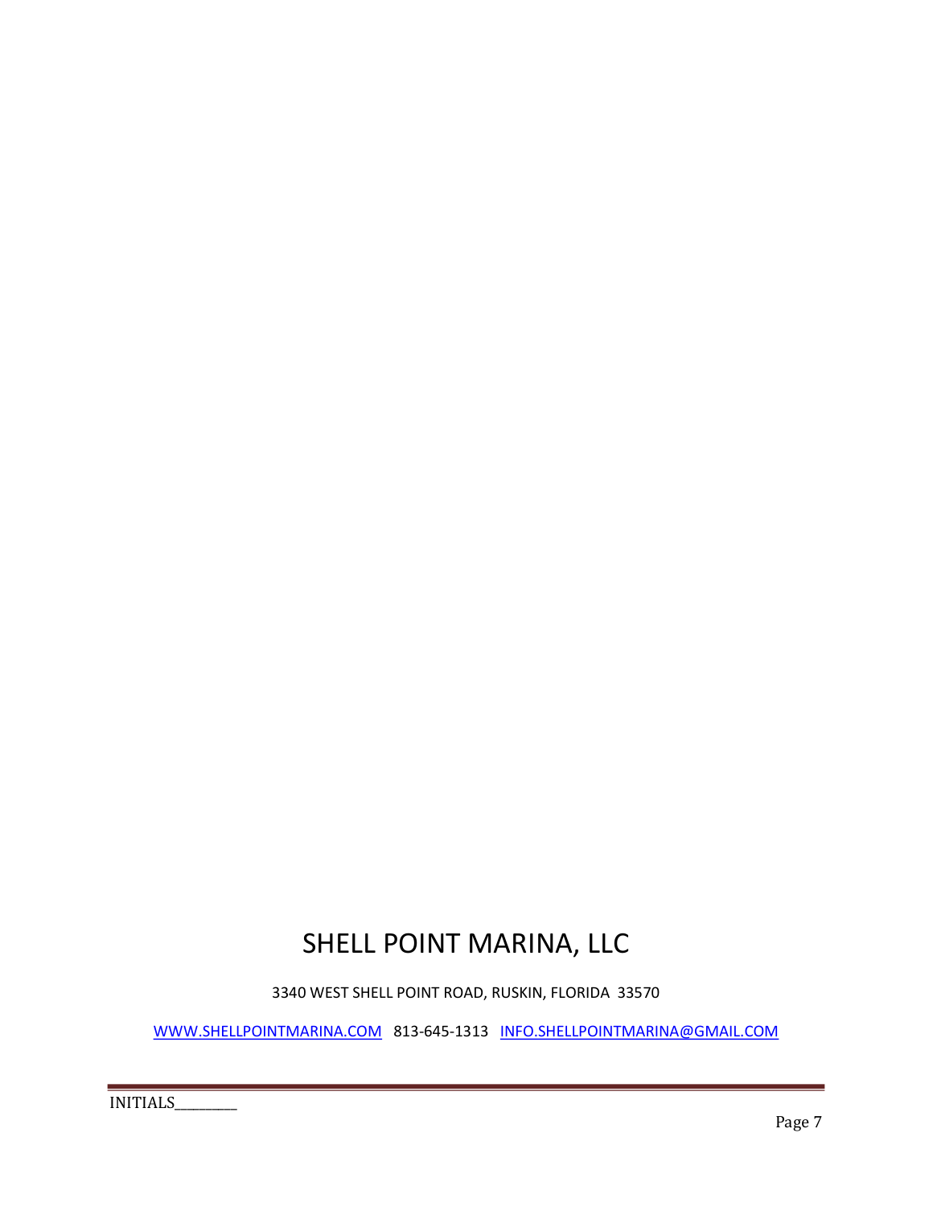# SHELL POINT MARINA, LLC

3340 WEST SHELL POINT ROAD, RUSKIN, FLORIDA 33570

WWW.SHELLPOINTMARINA.COM 813-645-1313 INFO.SHELLPOINTMARINA@GMAIL.COM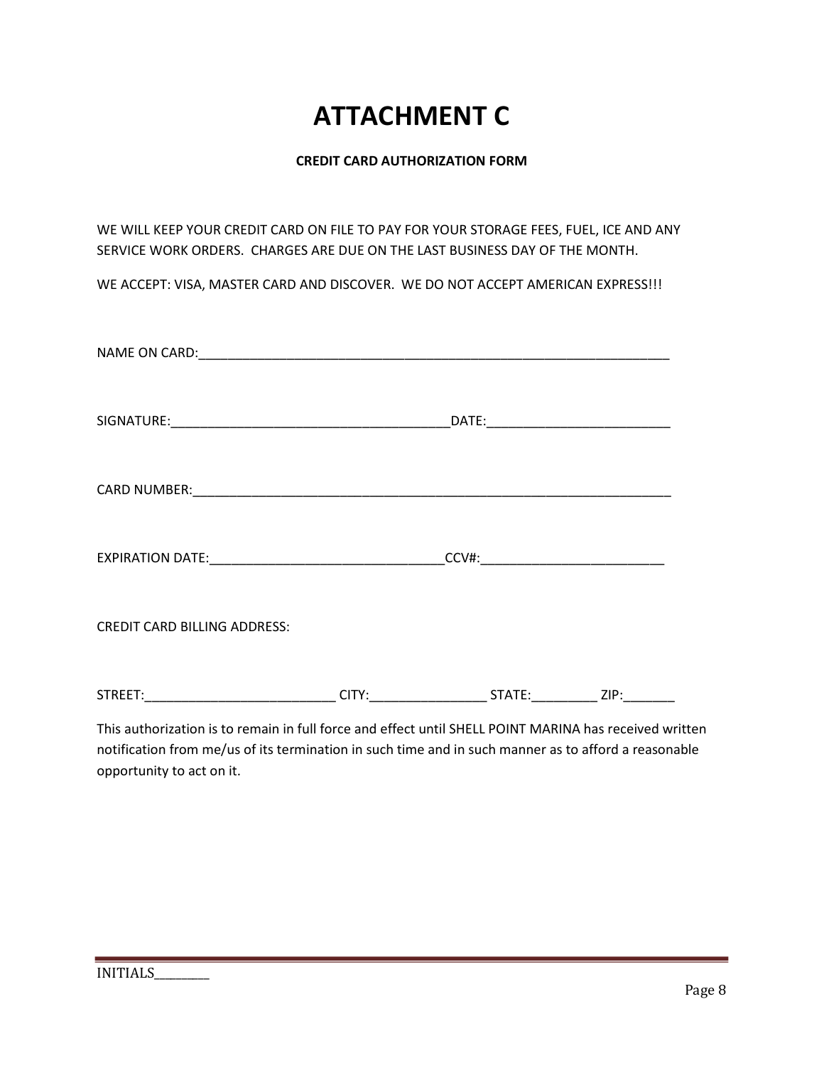# ATTACHMENT C

**CREDIT CARD AUTHORIZATION FORM**

WE WILL KEEP YOUR CREDIT CARD ON FILE TO PAY FOR YOUR STORAGE FEES, FUEL, ICE AND ANY SERVICE WORK ORDERS. CHARGES ARE DUE ON THE LAST BUSINESS DAY OF THE MONTH.

WE ACCEPT: VISA, MASTER CARD AND DISCOVER. WE DO NOT ACCEPT AMERICAN EXPRESS!!!

NAME ON CARD:___________________________________________________________________

SIGNATURE:_______________________________________DATE:_________________________

CARD NUMBER:____________________________________________________________________

EXPIRATION DATE:________________________________CCV#:_________________________

CREDIT CARD BILLING ADDRESS:

STREET:__________________________ CITY:________________ STATE:_________ ZIP:_______

This authorization is to remain in full force and effect until SHELL POINT MARINA has received written notification from me/us of its termination in such time and in such manner as to afford a reasonable opportunity to act on it.

INITIALS________